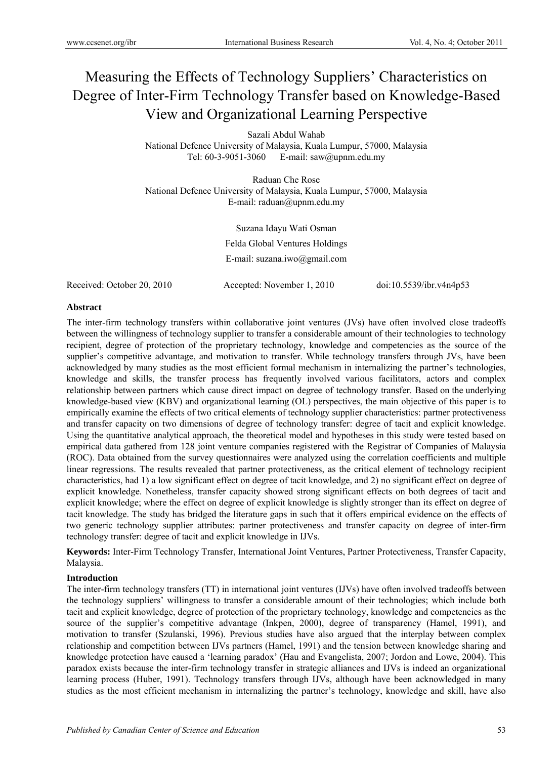# Measuring the Effects of Technology Suppliers' Characteristics on Degree of Inter-Firm Technology Transfer based on Knowledge-Based View and Organizational Learning Perspective

Sazali Abdul Wahab
National Defence University of Malaysia, Kuala Lumpur, 57000, Malaysia
Tel: 60-3-9051-3060 E-mail: saw@upnm.edu.my

Raduan Che Rose
National Defence University of Malaysia, Kuala Lumpur, 57000, Malaysia
E-mail: raduan@upnm.edu.my

Suzana Idayu Wati Osman
Felda Global Ventures Holdings
E-mail: suzana.iwo@gmail.com

Received: October 20, 2010 Accepted: November 1, 2010 doi:10.5539/ibr.v4n4p53

**Abstract**

The inter-firm technology transfers within collaborative joint ventures (JVs) have often involved close tradeoffs between the willingness of technology supplier to transfer a considerable amount of their technologies to technology recipient, degree of protection of the proprietary technology, knowledge and competencies as the source of the supplier's competitive advantage, and motivation to transfer. While technology transfers through JVs, have been acknowledged by many studies as the most efficient formal mechanism in internalizing the partner's technologies, knowledge and skills, the transfer process has frequently involved various facilitators, actors and complex relationship between partners which cause direct impact on degree of technology transfer. Based on the underlying knowledge-based view (KBV) and organizational learning (OL) perspectives, the main objective of this paper is to empirically examine the effects of two critical elements of technology supplier characteristics: partner protectiveness and transfer capacity on two dimensions of degree of technology transfer: degree of tacit and explicit knowledge. Using the quantitative analytical approach, the theoretical model and hypotheses in this study were tested based on empirical data gathered from 128 joint venture companies registered with the Registrar of Companies of Malaysia (ROC). Data obtained from the survey questionnaires were analyzed using the correlation coefficients and multiple linear regressions. The results revealed that partner protectiveness, as the critical element of technology recipient characteristics, had 1) a low significant effect on degree of tacit knowledge, and 2) no significant effect on degree of explicit knowledge. Nonetheless, transfer capacity showed strong significant effects on both degrees of tacit and explicit knowledge; where the effect on degree of explicit knowledge is slightly stronger than its effect on degree of tacit knowledge. The study has bridged the literature gaps in such that it offers empirical evidence on the effects of two generic technology supplier attributes: partner protectiveness and transfer capacity on degree of inter-firm technology transfer: degree of tacit and explicit knowledge in IJVs.

**Keywords:** Inter-Firm Technology Transfer, International Joint Ventures, Partner Protectiveness, Transfer Capacity, Malaysia.

## Introduction

The inter-firm technology transfers (TT) in international joint ventures (IJVs) have often involved tradeoffs between the technology suppliers' willingness to transfer a considerable amount of their technologies; which include both tacit and explicit knowledge, degree of protection of the proprietary technology, knowledge and competencies as the source of the supplier's competitive advantage (Inkpen, 2000), degree of transparency (Hamel, 1991), and motivation to transfer (Szulanski, 1996). Previous studies have also argued that the interplay between complex relationship and competition between IJVs partners (Hamel, 1991) and the tension between knowledge sharing and knowledge protection have caused a 'learning paradox' (Hau and Evangelista, 2007; Jordon and Lowe, 2004). This paradox exists because the inter-firm technology transfer in strategic alliances and IJVs is indeed an organizational learning process (Huber, 1991). Technology transfers through IJVs, although have been acknowledged in many studies as the most efficient mechanism in internalizing the partner's technology, knowledge and skill, have also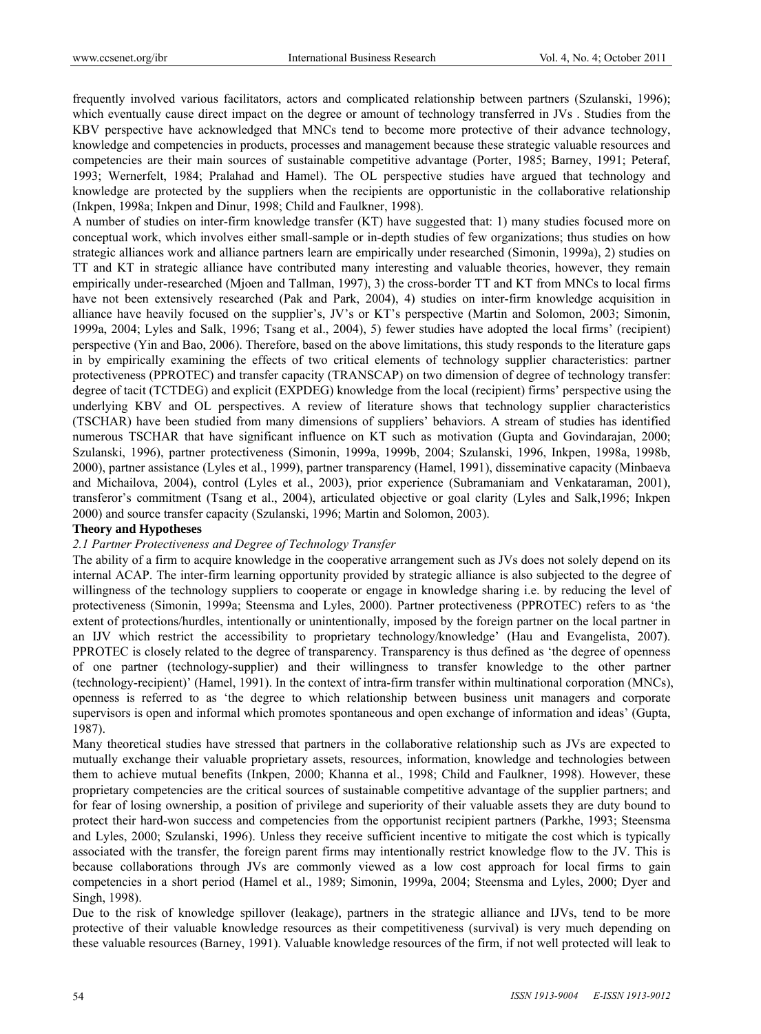frequently involved various facilitators, actors and complicated relationship between partners (Szulanski, 1996); which eventually cause direct impact on the degree or amount of technology transferred in JVs . Studies from the KBV perspective have acknowledged that MNCs tend to become more protective of their advance technology, knowledge and competencies in products, processes and management because these strategic valuable resources and competencies are their main sources of sustainable competitive advantage (Porter, 1985; Barney, 1991; Peteraf, 1993; Wernerfelt, 1984; Pralahad and Hamel). The OL perspective studies have argued that technology and knowledge are protected by the suppliers when the recipients are opportunistic in the collaborative relationship (Inkpen, 1998a; Inkpen and Dinur, 1998; Child and Faulkner, 1998).

A number of studies on inter-firm knowledge transfer (KT) have suggested that: 1) many studies focused more on conceptual work, which involves either small-sample or in-depth studies of few organizations; thus studies on how strategic alliances work and alliance partners learn are empirically under researched (Simonin, 1999a), 2) studies on TT and KT in strategic alliance have contributed many interesting and valuable theories, however, they remain empirically under-researched (Mjoen and Tallman, 1997), 3) the cross-border TT and KT from MNCs to local firms have not been extensively researched (Pak and Park, 2004), 4) studies on inter-firm knowledge acquisition in alliance have heavily focused on the supplier's, JV's or KT's perspective (Martin and Solomon, 2003; Simonin, 1999a, 2004; Lyles and Salk, 1996; Tsang et al., 2004), 5) fewer studies have adopted the local firms' (recipient) perspective (Yin and Bao, 2006). Therefore, based on the above limitations, this study responds to the literature gaps in by empirically examining the effects of two critical elements of technology supplier characteristics: partner protectiveness (PPROTEC) and transfer capacity (TRANSCAP) on two dimension of degree of technology transfer: degree of tacit (TCTDEG) and explicit (EXPDEG) knowledge from the local (recipient) firms' perspective using the underlying KBV and OL perspectives. A review of literature shows that technology supplier characteristics (TSCHAR) have been studied from many dimensions of suppliers' behaviors. A stream of studies has identified numerous TSCHAR that have significant influence on KT such as motivation (Gupta and Govindarajan, 2000; Szulanski, 1996), partner protectiveness (Simonin, 1999a, 1999b, 2004; Szulanski, 1996, Inkpen, 1998a, 1998b, 2000), partner assistance (Lyles et al., 1999), partner transparency (Hamel, 1991), disseminative capacity (Minbaeva and Michailova, 2004), control (Lyles et al., 2003), prior experience (Subramaniam and Venkataraman, 2001), transferor's commitment (Tsang et al., 2004), articulated objective or goal clarity (Lyles and Salk,1996; Inkpen 2000) and source transfer capacity (Szulanski, 1996; Martin and Solomon, 2003).

## Theory and Hypotheses

### *2.1 Partner Protectiveness and Degree of Technology Transfer*

The ability of a firm to acquire knowledge in the cooperative arrangement such as JVs does not solely depend on its internal ACAP. The inter-firm learning opportunity provided by strategic alliance is also subjected to the degree of willingness of the technology suppliers to cooperate or engage in knowledge sharing i.e. by reducing the level of protectiveness (Simonin, 1999a; Steensma and Lyles, 2000). Partner protectiveness (PPROTEC) refers to as 'the extent of protections/hurdles, intentionally or unintentionally, imposed by the foreign partner on the local partner in an IJV which restrict the accessibility to proprietary technology/knowledge' (Hau and Evangelista, 2007). PPROTEC is closely related to the degree of transparency. Transparency is thus defined as 'the degree of openness of one partner (technology-supplier) and their willingness to transfer knowledge to the other partner (technology-recipient)' (Hamel, 1991). In the context of intra-firm transfer within multinational corporation (MNCs), openness is referred to as 'the degree to which relationship between business unit managers and corporate supervisors is open and informal which promotes spontaneous and open exchange of information and ideas' (Gupta, 1987).

Many theoretical studies have stressed that partners in the collaborative relationship such as JVs are expected to mutually exchange their valuable proprietary assets, resources, information, knowledge and technologies between them to achieve mutual benefits (Inkpen, 2000; Khanna et al., 1998; Child and Faulkner, 1998). However, these proprietary competencies are the critical sources of sustainable competitive advantage of the supplier partners; and for fear of losing ownership, a position of privilege and superiority of their valuable assets they are duty bound to protect their hard-won success and competencies from the opportunist recipient partners (Parkhe, 1993; Steensma and Lyles, 2000; Szulanski, 1996). Unless they receive sufficient incentive to mitigate the cost which is typically associated with the transfer, the foreign parent firms may intentionally restrict knowledge flow to the JV. This is because collaborations through JVs are commonly viewed as a low cost approach for local firms to gain competencies in a short period (Hamel et al., 1989; Simonin, 1999a, 2004; Steensma and Lyles, 2000; Dyer and Singh, 1998).

Due to the risk of knowledge spillover (leakage), partners in the strategic alliance and IJVs, tend to be more protective of their valuable knowledge resources as their competitiveness (survival) is very much depending on these valuable resources (Barney, 1991). Valuable knowledge resources of the firm, if not well protected will leak to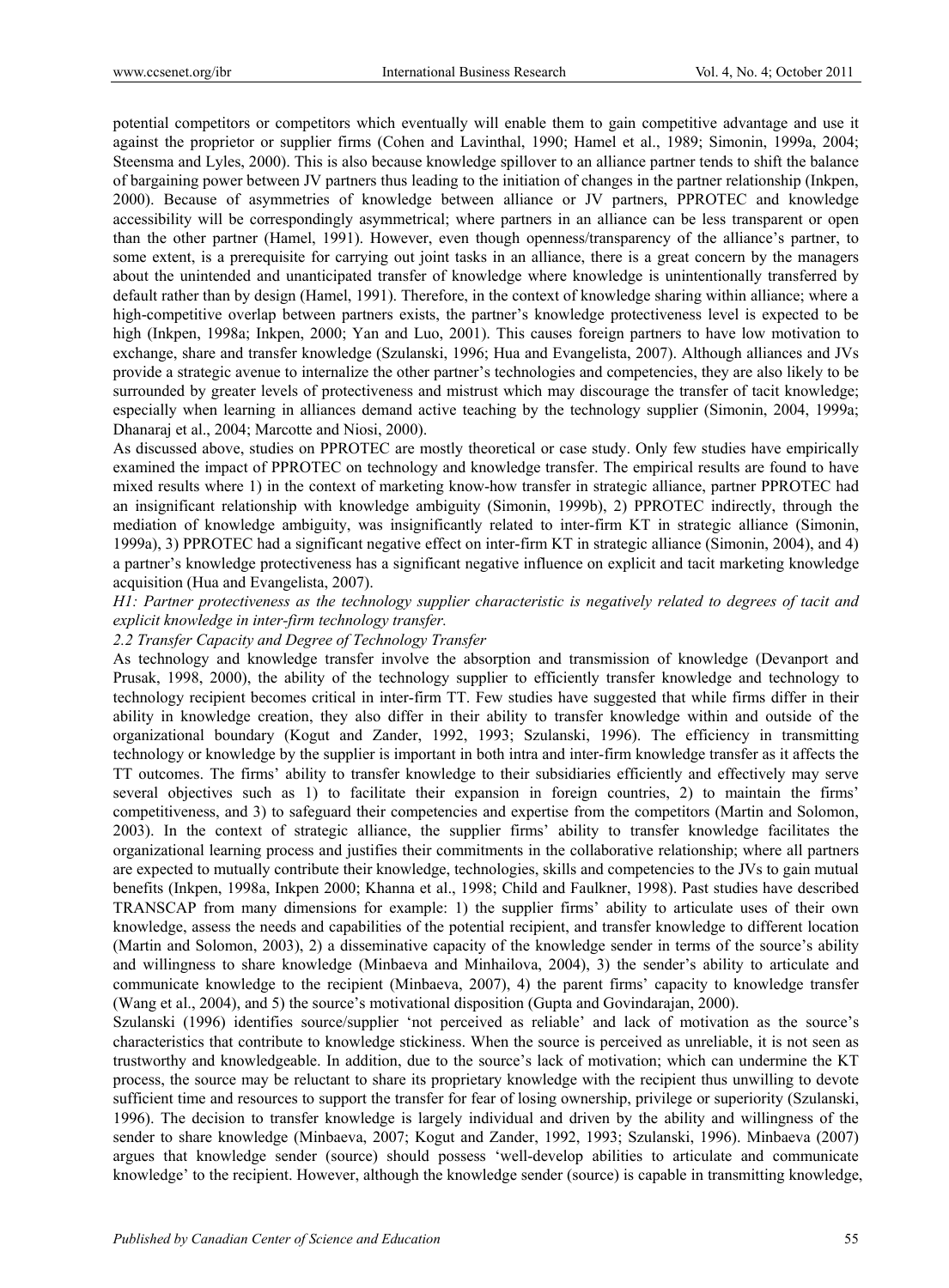potential competitors or competitors which eventually will enable them to gain competitive advantage and use it against the proprietor or supplier firms (Cohen and Lavinthal, 1990; Hamel et al., 1989; Simonin, 1999a, 2004; Steensma and Lyles, 2000). This is also because knowledge spillover to an alliance partner tends to shift the balance of bargaining power between JV partners thus leading to the initiation of changes in the partner relationship (Inkpen, 2000). Because of asymmetries of knowledge between alliance or JV partners, PPROTEC and knowledge accessibility will be correspondingly asymmetrical; where partners in an alliance can be less transparent or open than the other partner (Hamel, 1991). However, even though openness/transparency of the alliance's partner, to some extent, is a prerequisite for carrying out joint tasks in an alliance, there is a great concern by the managers about the unintended and unanticipated transfer of knowledge where knowledge is unintentionally transferred by default rather than by design (Hamel, 1991). Therefore, in the context of knowledge sharing within alliance; where a high-competitive overlap between partners exists, the partner's knowledge protectiveness level is expected to be high (Inkpen, 1998a; Inkpen, 2000; Yan and Luo, 2001). This causes foreign partners to have low motivation to exchange, share and transfer knowledge (Szulanski, 1996; Hua and Evangelista, 2007). Although alliances and JVs provide a strategic avenue to internalize the other partner's technologies and competencies, they are also likely to be surrounded by greater levels of protectiveness and mistrust which may discourage the transfer of tacit knowledge; especially when learning in alliances demand active teaching by the technology supplier (Simonin, 2004, 1999a; Dhanaraj et al., 2004; Marcotte and Niosi, 2000).

As discussed above, studies on PPROTEC are mostly theoretical or case study. Only few studies have empirically examined the impact of PPROTEC on technology and knowledge transfer. The empirical results are found to have mixed results where 1) in the context of marketing know-how transfer in strategic alliance, partner PPROTEC had an insignificant relationship with knowledge ambiguity (Simonin, 1999b), 2) PPROTEC indirectly, through the mediation of knowledge ambiguity, was insignificantly related to inter-firm KT in strategic alliance (Simonin, 1999a), 3) PPROTEC had a significant negative effect on inter-firm KT in strategic alliance (Simonin, 2004), and 4) a partner's knowledge protectiveness has a significant negative influence on explicit and tacit marketing knowledge acquisition (Hua and Evangelista, 2007).

*H1: Partner protectiveness as the technology supplier characteristic is negatively related to degrees of tacit and explicit knowledge in inter-firm technology transfer.*

### *2.2 Transfer Capacity and Degree of Technology Transfer*

As technology and knowledge transfer involve the absorption and transmission of knowledge (Devanport and Prusak, 1998, 2000), the ability of the technology supplier to efficiently transfer knowledge and technology to technology recipient becomes critical in inter-firm TT. Few studies have suggested that while firms differ in their ability in knowledge creation, they also differ in their ability to transfer knowledge within and outside of the organizational boundary (Kogut and Zander, 1992, 1993; Szulanski, 1996). The efficiency in transmitting technology or knowledge by the supplier is important in both intra and inter-firm knowledge transfer as it affects the TT outcomes. The firms' ability to transfer knowledge to their subsidiaries efficiently and effectively may serve several objectives such as 1) to facilitate their expansion in foreign countries, 2) to maintain the firms' competitiveness, and 3) to safeguard their competencies and expertise from the competitors (Martin and Solomon, 2003). In the context of strategic alliance, the supplier firms' ability to transfer knowledge facilitates the organizational learning process and justifies their commitments in the collaborative relationship; where all partners are expected to mutually contribute their knowledge, technologies, skills and competencies to the JVs to gain mutual benefits (Inkpen, 1998a, Inkpen 2000; Khanna et al., 1998; Child and Faulkner, 1998). Past studies have described TRANSCAP from many dimensions for example: 1) the supplier firms' ability to articulate uses of their own knowledge, assess the needs and capabilities of the potential recipient, and transfer knowledge to different location (Martin and Solomon, 2003), 2) a disseminative capacity of the knowledge sender in terms of the source's ability and willingness to share knowledge (Minbaeva and Minhailova, 2004), 3) the sender's ability to articulate and communicate knowledge to the recipient (Minbaeva, 2007), 4) the parent firms' capacity to knowledge transfer (Wang et al., 2004), and 5) the source's motivational disposition (Gupta and Govindarajan, 2000).

Szulanski (1996) identifies source/supplier 'not perceived as reliable' and lack of motivation as the source's characteristics that contribute to knowledge stickiness. When the source is perceived as unreliable, it is not seen as trustworthy and knowledgeable. In addition, due to the source's lack of motivation; which can undermine the KT process, the source may be reluctant to share its proprietary knowledge with the recipient thus unwilling to devote sufficient time and resources to support the transfer for fear of losing ownership, privilege or superiority (Szulanski, 1996). The decision to transfer knowledge is largely individual and driven by the ability and willingness of the sender to share knowledge (Minbaeva, 2007; Kogut and Zander, 1992, 1993; Szulanski, 1996). Minbaeva (2007) argues that knowledge sender (source) should possess 'well-develop abilities to articulate and communicate knowledge' to the recipient. However, although the knowledge sender (source) is capable in transmitting knowledge,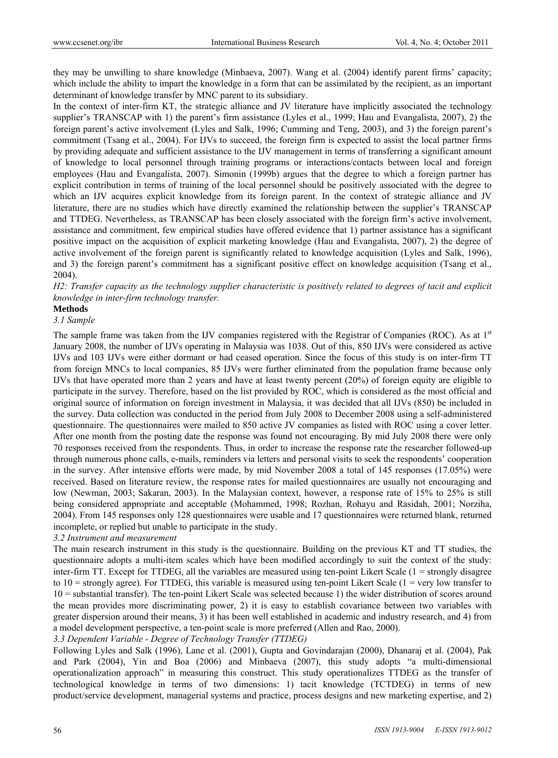they may be unwilling to share knowledge (Minbaeva, 2007). Wang et al. (2004) identify parent firms' capacity; which include the ability to impart the knowledge in a form that can be assimilated by the recipient, as an important determinant of knowledge transfer by MNC parent to its subsidiary.

In the context of inter-firm KT, the strategic alliance and JV literature have implicitly associated the technology supplier's TRANSCAP with 1) the parent's firm assistance (Lyles et al., 1999; Hau and Evangalista, 2007), 2) the foreign parent's active involvement (Lyles and Salk, 1996; Cumming and Teng, 2003), and 3) the foreign parent's commitment (Tsang et al., 2004). For IJVs to succeed, the foreign firm is expected to assist the local partner firms by providing adequate and sufficient assistance to the IJV management in terms of transferring a significant amount of knowledge to local personnel through training programs or interactions/contacts between local and foreign employees (Hau and Evangalista, 2007). Simonin (1999b) argues that the degree to which a foreign partner has explicit contribution in terms of training of the local personnel should be positively associated with the degree to which an IJV acquires explicit knowledge from its foreign parent. In the context of strategic alliance and JV literature, there are no studies which have directly examined the relationship between the supplier's TRANSCAP and TTDEG. Nevertheless, as TRANSCAP has been closely associated with the foreign firm's active involvement, assistance and commitment, few empirical studies have offered evidence that 1) partner assistance has a significant positive impact on the acquisition of explicit marketing knowledge (Hau and Evangalista, 2007), 2) the degree of active involvement of the foreign parent is significantly related to knowledge acquisition (Lyles and Salk, 1996), and 3) the foreign parent's commitment has a significant positive effect on knowledge acquisition (Tsang et al., 2004).

*H2: Transfer capacity as the technology supplier characteristic is positively related to degrees of tacit and explicit knowledge in inter-firm technology transfer.*

## Methods

### *3.1 Sample*

The sample frame was taken from the IJV companies registered with the Registrar of Companies (ROC). As at 1st January 2008, the number of IJVs operating in Malaysia was 1038. Out of this, 850 IJVs were considered as active IJVs and 103 IJVs were either dormant or had ceased operation. Since the focus of this study is on inter-firm TT from foreign MNCs to local companies, 85 IJVs were further eliminated from the population frame because only IJVs that have operated more than 2 years and have at least twenty percent (20%) of foreign equity are eligible to participate in the survey. Therefore, based on the list provided by ROC, which is considered as the most official and original source of information on foreign investment in Malaysia, it was decided that all IJVs (850) be included in the survey. Data collection was conducted in the period from July 2008 to December 2008 using a self-administered questionnaire. The questionnaires were mailed to 850 active JV companies as listed with ROC using a cover letter. After one month from the posting date the response was found not encouraging. By mid July 2008 there were only 70 responses received from the respondents. Thus, in order to increase the response rate the researcher followed-up through numerous phone calls, e-mails, reminders via letters and personal visits to seek the respondents' cooperation in the survey. After intensive efforts were made, by mid November 2008 a total of 145 responses (17.05%) were received. Based on literature review, the response rates for mailed questionnaires are usually not encouraging and low (Newman, 2003; Sakaran, 2003). In the Malaysian context, however, a response rate of 15% to 25% is still being considered appropriate and acceptable (Mohammed, 1998; Rozhan, Rohayu and Rasidah, 2001; Norziha, 2004). From 145 responses only 128 questionnaires were usable and 17 questionnaires were returned blank, returned incomplete, or replied but unable to participate in the study.

### *3.2 Instrument and measurement*

The main research instrument in this study is the questionnaire. Building on the previous KT and TT studies, the questionnaire adopts a multi-item scales which have been modified accordingly to suit the context of the study: inter-firm TT. Except for TTDEG, all the variables are measured using ten-point Likert Scale (1 = strongly disagree to 10 = strongly agree). For TTDEG, this variable is measured using ten-point Likert Scale (1 = very low transfer to 10 = substantial transfer). The ten-point Likert Scale was selected because 1) the wider distribution of scores around the mean provides more discriminating power, 2) it is easy to establish covariance between two variables with greater dispersion around their means, 3) it has been well established in academic and industry research, and 4) from a model development perspective, a ten-point scale is more preferred (Allen and Rao, 2000).

### *3.3 Dependent Variable - Degree of Technology Transfer (TTDEG)*

Following Lyles and Salk (1996), Lane et al. (2001), Gupta and Govindarajan (2000), Dhanaraj et al. (2004), Pak and Park (2004), Yin and Boa (2006) and Minbaeva (2007), this study adopts "a multi-dimensional operationalization approach" in measuring this construct. This study operationalizes TTDEG as the transfer of technological knowledge in terms of two dimensions: 1) tacit knowledge (TCTDEG) in terms of new product/service development, managerial systems and practice, process designs and new marketing expertise, and 2)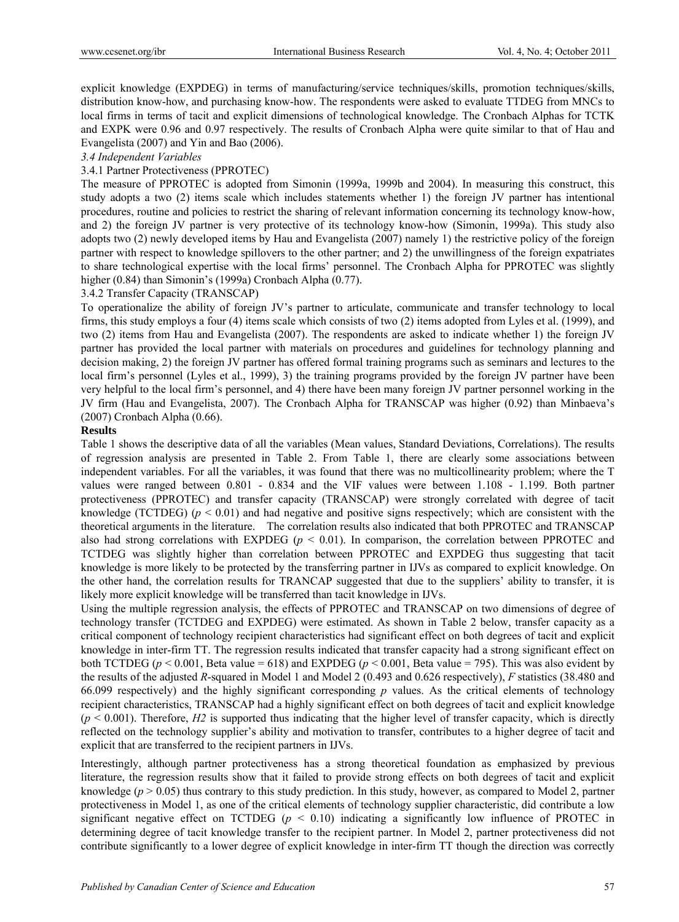explicit knowledge (EXPDEG) in terms of manufacturing/service techniques/skills, promotion techniques/skills, distribution know-how, and purchasing know-how. The respondents were asked to evaluate TTDEG from MNCs to local firms in terms of tacit and explicit dimensions of technological knowledge. The Cronbach Alphas for TCTK and EXPK were 0.96 and 0.97 respectively. The results of Cronbach Alpha were quite similar to that of Hau and Evangelista (2007) and Yin and Bao (2006).

*3.4 Independent Variables*

3.4.1 Partner Protectiveness (PPROTEC)

The measure of PPROTEC is adopted from Simonin (1999a, 1999b and 2004). In measuring this construct, this study adopts a two (2) items scale which includes statements whether 1) the foreign JV partner has intentional procedures, routine and policies to restrict the sharing of relevant information concerning its technology know-how, and 2) the foreign JV partner is very protective of its technology know-how (Simonin, 1999a). This study also adopts two (2) newly developed items by Hau and Evangelista (2007) namely 1) the restrictive policy of the foreign partner with respect to knowledge spillovers to the other partner; and 2) the unwillingness of the foreign expatriates to share technological expertise with the local firms' personnel. The Cronbach Alpha for PPROTEC was slightly higher (0.84) than Simonin's (1999a) Cronbach Alpha (0.77).

3.4.2 Transfer Capacity (TRANSCAP)

To operationalize the ability of foreign JV's partner to articulate, communicate and transfer technology to local firms, this study employs a four (4) items scale which consists of two (2) items adopted from Lyles et al. (1999), and two (2) items from Hau and Evangelista (2007). The respondents are asked to indicate whether 1) the foreign JV partner has provided the local partner with materials on procedures and guidelines for technology planning and decision making, 2) the foreign JV partner has offered formal training programs such as seminars and lectures to the local firm's personnel (Lyles et al., 1999), 3) the training programs provided by the foreign JV partner have been very helpful to the local firm's personnel, and 4) there have been many foreign JV partner personnel working in the JV firm (Hau and Evangelista, 2007). The Cronbach Alpha for TRANSCAP was higher (0.92) than Minbaeva's (2007) Cronbach Alpha (0.66).

**Results**

Table 1 shows the descriptive data of all the variables (Mean values, Standard Deviations, Correlations). The results of regression analysis are presented in Table 2. From Table 1, there are clearly some associations between independent variables. For all the variables, it was found that there was no multicollinearity problem; where the T values were ranged between 0.801 - 0.834 and the VIF values were between 1.108 - 1.199. Both partner protectiveness (PPROTEC) and transfer capacity (TRANSCAP) were strongly correlated with degree of tacit knowledge (TCTDEG) ($p < 0.01$) and had negative and positive signs respectively; which are consistent with the theoretical arguments in the literature. The correlation results also indicated that both PPROTEC and TRANSCAP also had strong correlations with EXPDEG ($p < 0.01$). In comparison, the correlation between PPROTEC and TCTDEG was slightly higher than correlation between PPROTEC and EXPDEG thus suggesting that tacit knowledge is more likely to be protected by the transferring partner in IJVs as compared to explicit knowledge. On the other hand, the correlation results for TRANCAP suggested that due to the suppliers' ability to transfer, it is likely more explicit knowledge will be transferred than tacit knowledge in IJVs.

Using the multiple regression analysis, the effects of PPROTEC and TRANSCAP on two dimensions of degree of technology transfer (TCTDEG and EXPDEG) were estimated. As shown in Table 2 below, transfer capacity as a critical component of technology recipient characteristics had significant effect on both degrees of tacit and explicit knowledge in inter-firm TT. The regression results indicated that transfer capacity had a strong significant effect on both TCTDEG ($p < 0.001$, Beta value = 618) and EXPDEG ($p < 0.001$, Beta value = 795). This was also evident by the results of the adjusted $R$-squared in Model 1 and Model 2 (0.493 and 0.626 respectively), $F$ statistics (38.480 and 66.099 respectively) and the highly significant corresponding $p$ values. As the critical elements of technology recipient characteristics, TRANSCAP had a highly significant effect on both degrees of tacit and explicit knowledge ($p < 0.001$). Therefore, *H2* is supported thus indicating that the higher level of transfer capacity, which is directly reflected on the technology supplier's ability and motivation to transfer, contributes to a higher degree of tacit and explicit that are transferred to the recipient partners in IJVs.

Interestingly, although partner protectiveness has a strong theoretical foundation as emphasized by previous literature, the regression results show that it failed to provide strong effects on both degrees of tacit and explicit knowledge ($p > 0.05$) thus contrary to this study prediction. In this study, however, as compared to Model 2, partner protectiveness in Model 1, as one of the critical elements of technology supplier characteristic, did contribute a low significant negative effect on TCTDEG ($p < 0.10$) indicating a significantly low influence of PROTEC in determining degree of tacit knowledge transfer to the recipient partner. In Model 2, partner protectiveness did not contribute significantly to a lower degree of explicit knowledge in inter-firm TT though the direction was correctly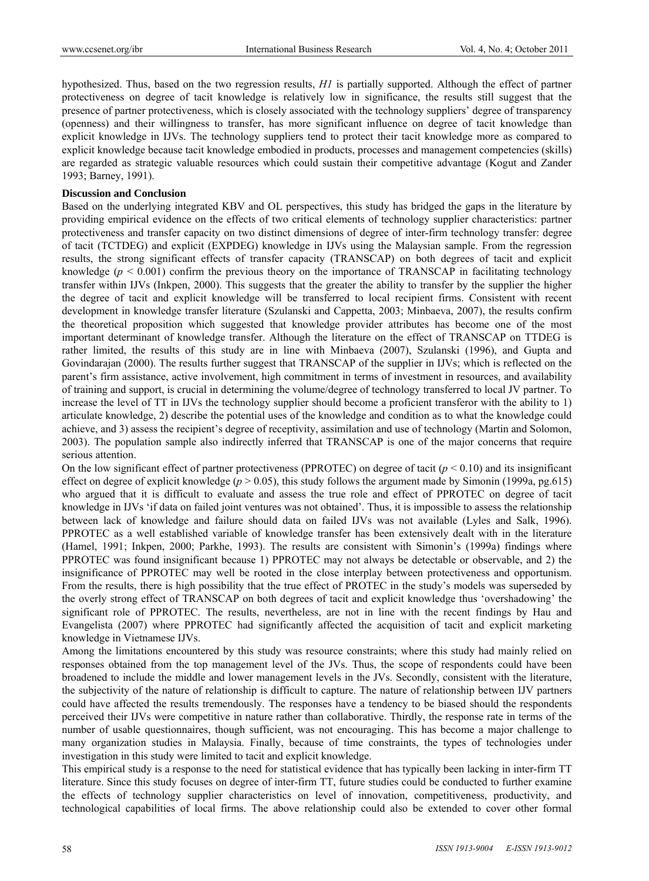hypothesized. Thus, based on the two regression results, *H1* is partially supported. Although the effect of partner protectiveness on degree of tacit knowledge is relatively low in significance, the results still suggest that the presence of partner protectiveness, which is closely associated with the technology suppliers' degree of transparency (openness) and their willingness to transfer, has more significant influence on degree of tacit knowledge than explicit knowledge in IJVs. The technology suppliers tend to protect their tacit knowledge more as compared to explicit knowledge because tacit knowledge embodied in products, processes and management competencies (skills) are regarded as strategic valuable resources which could sustain their competitive advantage (Kogut and Zander 1993; Barney, 1991).

**Discussion and Conclusion**

Based on the underlying integrated KBV and OL perspectives, this study has bridged the gaps in the literature by providing empirical evidence on the effects of two critical elements of technology supplier characteristics: partner protectiveness and transfer capacity on two distinct dimensions of degree of inter-firm technology transfer: degree of tacit (TCTDEG) and explicit (EXPDEG) knowledge in IJVs using the Malaysian sample. From the regression results, the strong significant effects of transfer capacity (TRANSCAP) on both degrees of tacit and explicit knowledge ($p < 0.001$) confirm the previous theory on the importance of TRANSCAP in facilitating technology transfer within IJVs (Inkpen, 2000). This suggests that the greater the ability to transfer by the supplier the higher the degree of tacit and explicit knowledge will be transferred to local recipient firms. Consistent with recent development in knowledge transfer literature (Szulanski and Cappetta, 2003; Minbaeva, 2007), the results confirm the theoretical proposition which suggested that knowledge provider attributes has become one of the most important determinant of knowledge transfer. Although the literature on the effect of TRANSCAP on TTDEG is rather limited, the results of this study are in line with Minbaeva (2007), Szulanski (1996), and Gupta and Govindarajan (2000). The results further suggest that TRANSCAP of the supplier in IJVs; which is reflected on the parent's firm assistance, active involvement, high commitment in terms of investment in resources, and availability of training and support, is crucial in determining the volume/degree of technology transferred to local JV partner. To increase the level of TT in IJVs the technology supplier should become a proficient transferor with the ability to 1) articulate knowledge, 2) describe the potential uses of the knowledge and condition as to what the knowledge could achieve, and 3) assess the recipient's degree of receptivity, assimilation and use of technology (Martin and Solomon, 2003). The population sample also indirectly inferred that TRANSCAP is one of the major concerns that require serious attention.

On the low significant effect of partner protectiveness (PPROTEC) on degree of tacit ($p < 0.10$) and its insignificant effect on degree of explicit knowledge ($p > 0.05$), this study follows the argument made by Simonin (1999a, pg.615) who argued that it is difficult to evaluate and assess the true role and effect of PPROTEC on degree of tacit knowledge in IJVs 'if data on failed joint ventures was not obtained'. Thus, it is impossible to assess the relationship between lack of knowledge and failure should data on failed IJVs was not available (Lyles and Salk, 1996). PPROTEC as a well established variable of knowledge transfer has been extensively dealt with in the literature (Hamel, 1991; Inkpen, 2000; Parkhe, 1993). The results are consistent with Simonin's (1999a) findings where PPROTEC was found insignificant because 1) PPROTEC may not always be detectable or observable, and 2) the insignificance of PPROTEC may well be rooted in the close interplay between protectiveness and opportunism. From the results, there is high possibility that the true effect of PROTEC in the study's models was superseded by the overly strong effect of TRANSCAP on both degrees of tacit and explicit knowledge thus 'overshadowing' the significant role of PPROTEC. The results, nevertheless, are not in line with the recent findings by Hau and Evangelista (2007) where PPROTEC had significantly affected the acquisition of tacit and explicit marketing knowledge in Vietnamese IJVs.

Among the limitations encountered by this study was resource constraints; where this study had mainly relied on responses obtained from the top management level of the JVs. Thus, the scope of respondents could have been broadened to include the middle and lower management levels in the JVs. Secondly, consistent with the literature, the subjectivity of the nature of relationship is difficult to capture. The nature of relationship between IJV partners could have affected the results tremendously. The responses have a tendency to be biased should the respondents perceived their IJVs were competitive in nature rather than collaborative. Thirdly, the response rate in terms of the number of usable questionnaires, though sufficient, was not encouraging. This has become a major challenge to many organization studies in Malaysia. Finally, because of time constraints, the types of technologies under investigation in this study were limited to tacit and explicit knowledge.

This empirical study is a response to the need for statistical evidence that has typically been lacking in inter-firm TT literature. Since this study focuses on degree of inter-firm TT, future studies could be conducted to further examine the effects of technology supplier characteristics on level of innovation, competitiveness, productivity, and technological capabilities of local firms. The above relationship could also be extended to cover other formal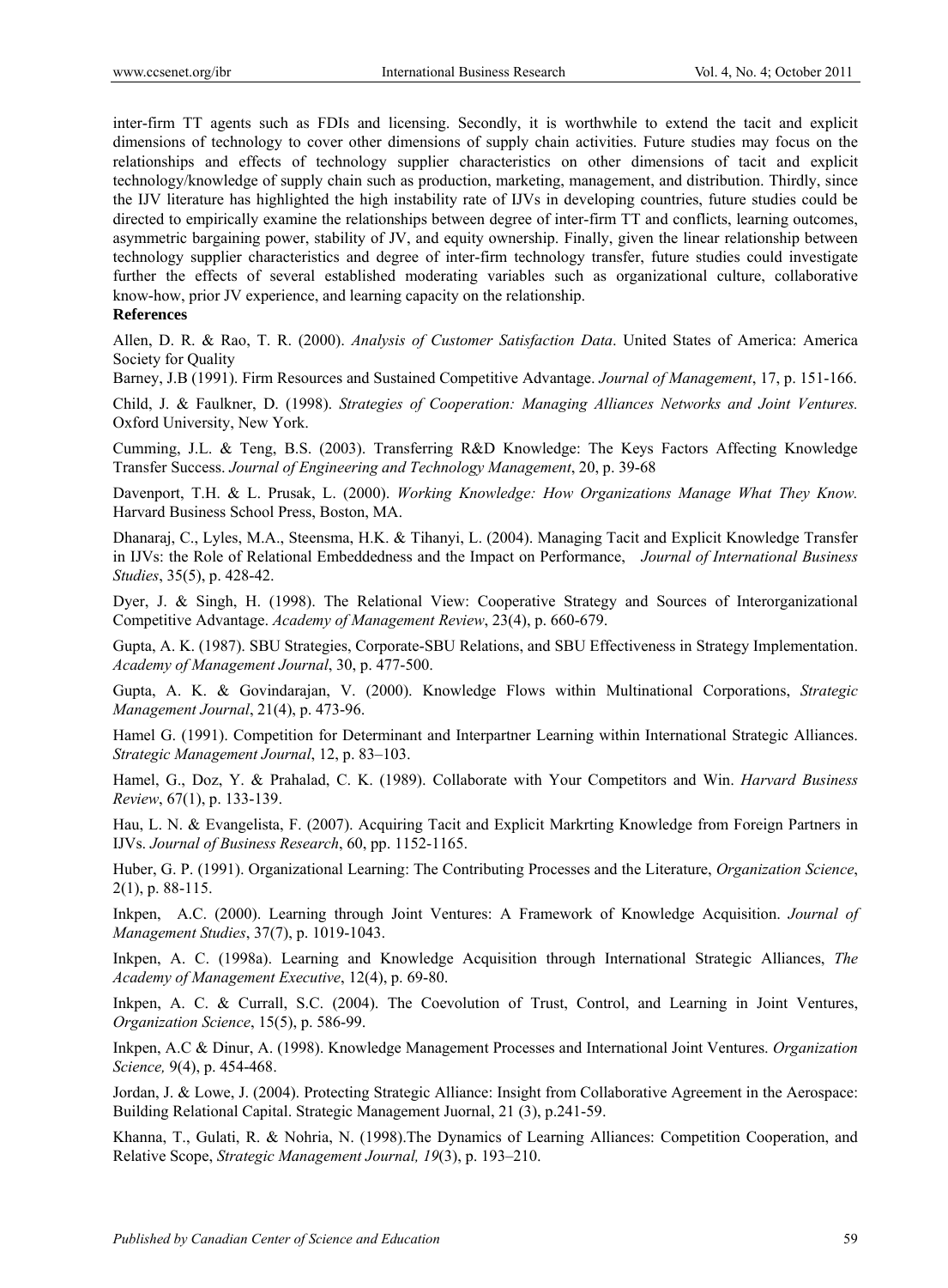inter-firm TT agents such as FDIs and licensing. Secondly, it is worthwhile to extend the tacit and explicit dimensions of technology to cover other dimensions of supply chain activities. Future studies may focus on the relationships and effects of technology supplier characteristics on other dimensions of tacit and explicit technology/knowledge of supply chain such as production, marketing, management, and distribution. Thirdly, since the IJV literature has highlighted the high instability rate of IJVs in developing countries, future studies could be directed to empirically examine the relationships between degree of inter-firm TT and conflicts, learning outcomes, asymmetric bargaining power, stability of JV, and equity ownership. Finally, given the linear relationship between technology supplier characteristics and degree of inter-firm technology transfer, future studies could investigate further the effects of several established moderating variables such as organizational culture, collaborative know-how, prior JV experience, and learning capacity on the relationship.

**References**

Allen, D. R. & Rao, T. R. (2000). *Analysis of Customer Satisfaction Data*. United States of America: America Society for Quality

Barney, J.B (1991). Firm Resources and Sustained Competitive Advantage. *Journal of Management*, 17, p. 151-166.

Child, J. & Faulkner, D. (1998). *Strategies of Cooperation: Managing Alliances Networks and Joint Ventures.* Oxford University, New York.

Cumming, J.L. & Teng, B.S. (2003). Transferring R&D Knowledge: The Keys Factors Affecting Knowledge Transfer Success. *Journal of Engineering and Technology Management*, 20, p. 39-68

Davenport, T.H. & L. Prusak, L. (2000). *Working Knowledge: How Organizations Manage What They Know.* Harvard Business School Press, Boston, MA.

Dhanaraj, C., Lyles, M.A., Steensma, H.K. & Tihanyi, L. (2004). Managing Tacit and Explicit Knowledge Transfer in IJVs: the Role of Relational Embeddedness and the Impact on Performance, *Journal of International Business Studies*, 35(5), p. 428-42.

Dyer, J. & Singh, H. (1998). The Relational View: Cooperative Strategy and Sources of Interorganizational Competitive Advantage. *Academy of Management Review*, 23(4), p. 660-679.

Gupta, A. K. (1987). SBU Strategies, Corporate-SBU Relations, and SBU Effectiveness in Strategy Implementation. *Academy of Management Journal*, 30, p. 477-500.

Gupta, A. K. & Govindarajan, V. (2000). Knowledge Flows within Multinational Corporations, *Strategic Management Journal*, 21(4), p. 473-96.

Hamel G. (1991). Competition for Determinant and Interpartner Learning within International Strategic Alliances. *Strategic Management Journal*, 12, p. 83–103.

Hamel, G., Doz, Y. & Prahalad, C. K. (1989). Collaborate with Your Competitors and Win. *Harvard Business Review*, 67(1), p. 133-139.

Hau, L. N. & Evangelista, F. (2007). Acquiring Tacit and Explicit Markrting Knowledge from Foreign Partners in IJVs. *Journal of Business Research*, 60, pp. 1152-1165.

Huber, G. P. (1991). Organizational Learning: The Contributing Processes and the Literature, *Organization Science*, 2(1), p. 88-115.

Inkpen, A.C. (2000). Learning through Joint Ventures: A Framework of Knowledge Acquisition. *Journal of Management Studies*, 37(7), p. 1019-1043.

Inkpen, A. C. (1998a). Learning and Knowledge Acquisition through International Strategic Alliances, *The Academy of Management Executive*, 12(4), p. 69-80.

Inkpen, A. C. & Currall, S.C. (2004). The Coevolution of Trust, Control, and Learning in Joint Ventures, *Organization Science*, 15(5), p. 586-99.

Inkpen, A.C & Dinur, A. (1998). Knowledge Management Processes and International Joint Ventures. *Organization Science,* 9(4), p. 454-468.

Jordan, J. & Lowe, J. (2004). Protecting Strategic Alliance: Insight from Collaborative Agreement in the Aerospace: Building Relational Capital. Strategic Management Juornal, 21 (3), p.241-59.

Khanna, T., Gulati, R. & Nohria, N. (1998).The Dynamics of Learning Alliances: Competition Cooperation, and Relative Scope, *Strategic Management Journal, 19*(3), p. 193–210.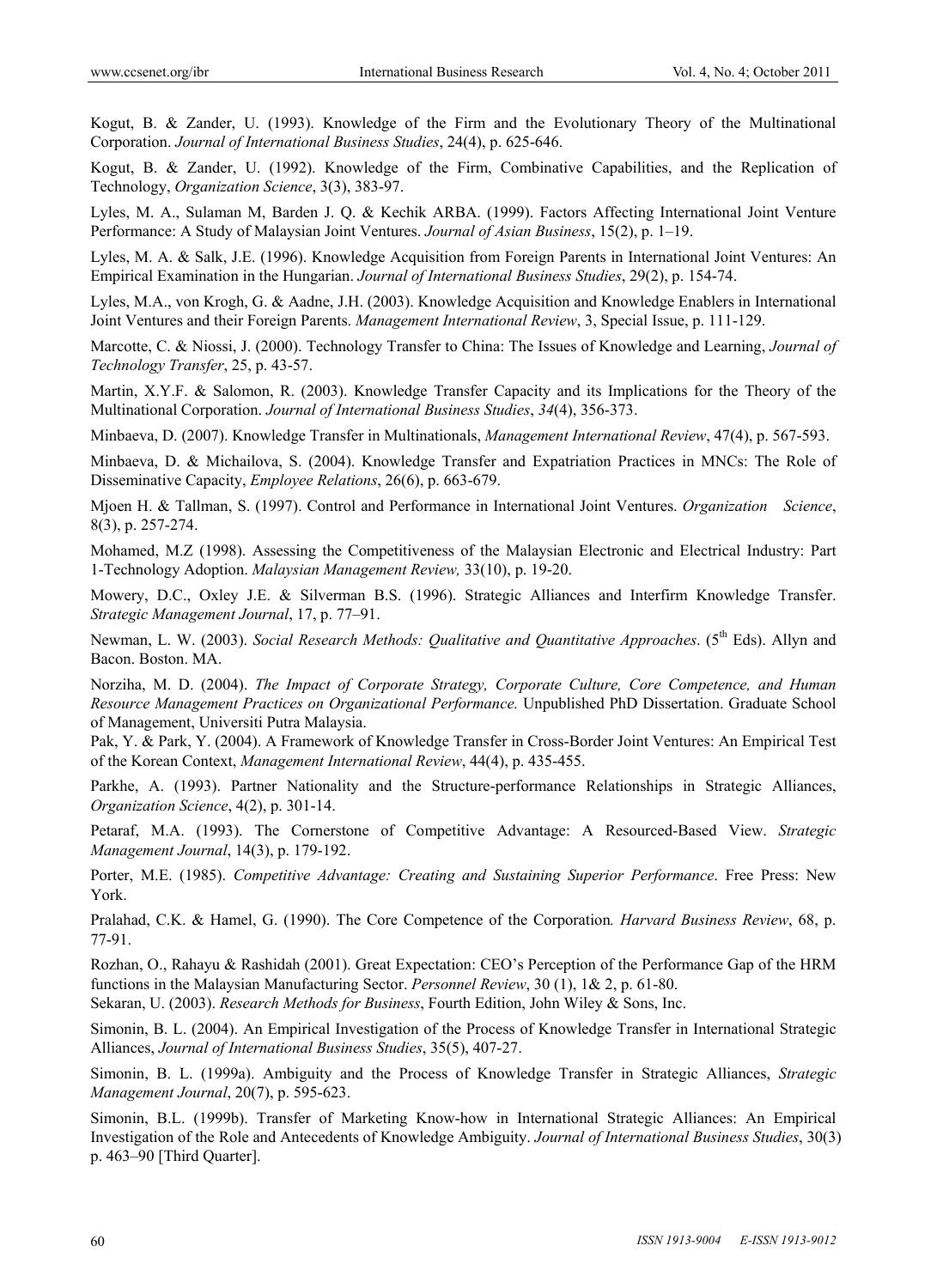Kogut, B. & Zander, U. (1993). Knowledge of the Firm and the Evolutionary Theory of the Multinational Corporation. *Journal of International Business Studies*, 24(4), p. 625-646.

Kogut, B. & Zander, U. (1992). Knowledge of the Firm, Combinative Capabilities, and the Replication of Technology, *Organization Science*, 3(3), 383-97.

Lyles, M. A., Sulaman M, Barden J. Q. & Kechik ARBA. (1999). Factors Affecting International Joint Venture Performance: A Study of Malaysian Joint Ventures. *Journal of Asian Business*, 15(2), p. 1–19.

Lyles, M. A. & Salk, J.E. (1996). Knowledge Acquisition from Foreign Parents in International Joint Ventures: An Empirical Examination in the Hungarian. *Journal of International Business Studies*, 29(2), p. 154-74.

Lyles, M.A., von Krogh, G. & Aadne, J.H. (2003). Knowledge Acquisition and Knowledge Enablers in International Joint Ventures and their Foreign Parents. *Management International Review*, 3, Special Issue, p. 111-129.

Marcotte, C. & Niossi, J. (2000). Technology Transfer to China: The Issues of Knowledge and Learning, *Journal of Technology Transfer*, 25, p. 43-57.

Martin, X.Y.F. & Salomon, R. (2003). Knowledge Transfer Capacity and its Implications for the Theory of the Multinational Corporation. *Journal of International Business Studies*, *34*(4), 356-373.

Minbaeva, D. (2007). Knowledge Transfer in Multinationals, *Management International Review*, 47(4), p. 567-593.

Minbaeva, D. & Michailova, S. (2004). Knowledge Transfer and Expatriation Practices in MNCs: The Role of Disseminative Capacity, *Employee Relations*, 26(6), p. 663-679.

Mjoen H. & Tallman, S. (1997). Control and Performance in International Joint Ventures. *Organization Science*, 8(3), p. 257-274.

Mohamed, M.Z (1998). Assessing the Competitiveness of the Malaysian Electronic and Electrical Industry: Part 1-Technology Adoption. *Malaysian Management Review,* 33(10), p. 19-20.

Mowery, D.C., Oxley J.E. & Silverman B.S. (1996). Strategic Alliances and Interfirm Knowledge Transfer. *Strategic Management Journal*, 17, p. 77–91.

Newman, L. W. (2003). *Social Research Methods: Qualitative and Quantitative Approaches*. (5th Eds). Allyn and Bacon. Boston. MA.

Norziha, M. D. (2004). *The Impact of Corporate Strategy, Corporate Culture, Core Competence, and Human Resource Management Practices on Organizational Performance.* Unpublished PhD Dissertation. Graduate School of Management, Universiti Putra Malaysia.

Pak, Y. & Park, Y. (2004). A Framework of Knowledge Transfer in Cross-Border Joint Ventures: An Empirical Test of the Korean Context, *Management International Review*, 44(4), p. 435-455.

Parkhe, A. (1993). Partner Nationality and the Structure-performance Relationships in Strategic Alliances, *Organization Science*, 4(2), p. 301-14.

Petaraf, M.A. (1993). The Cornerstone of Competitive Advantage: A Resourced-Based View. *Strategic Management Journal*, 14(3), p. 179-192.

Porter, M.E. (1985). *Competitive Advantage: Creating and Sustaining Superior Performance*. Free Press: New York.

Pralahad, C.K. & Hamel, G. (1990). The Core Competence of the Corporation*. Harvard Business Review*, 68, p. 77-91.

Rozhan, O., Rahayu & Rashidah (2001). Great Expectation: CEO's Perception of the Performance Gap of the HRM functions in the Malaysian Manufacturing Sector. *Personnel Review*, 30 (1), 1& 2, p. 61-80.

Sekaran, U. (2003). *Research Methods for Business*, Fourth Edition, John Wiley & Sons, Inc.

Simonin, B. L. (2004). An Empirical Investigation of the Process of Knowledge Transfer in International Strategic Alliances, *Journal of International Business Studies*, 35(5), 407-27.

Simonin, B. L. (1999a). Ambiguity and the Process of Knowledge Transfer in Strategic Alliances, *Strategic Management Journal*, 20(7), p. 595-623.

Simonin, B.L. (1999b). Transfer of Marketing Know-how in International Strategic Alliances: An Empirical Investigation of the Role and Antecedents of Knowledge Ambiguity. *Journal of International Business Studies*, 30(3) p. 463–90 [Third Quarter].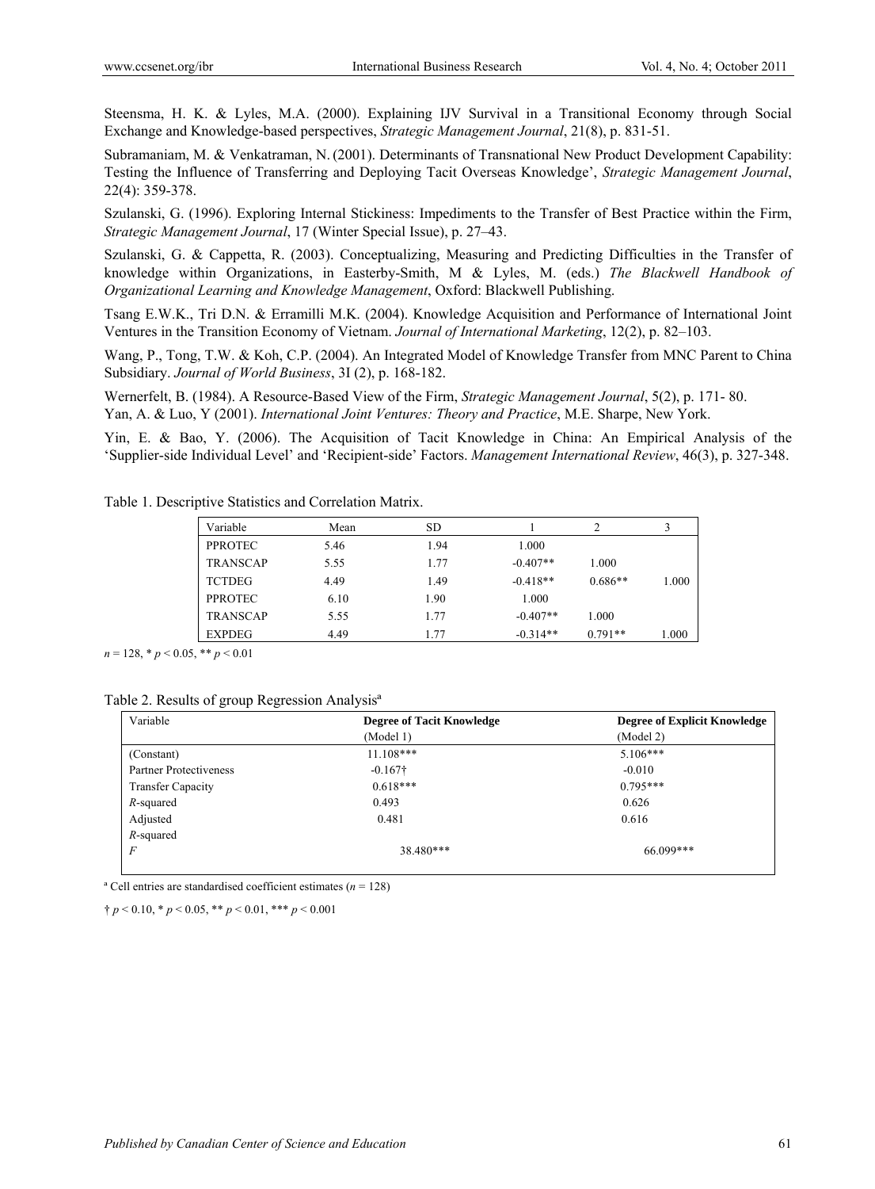Steensma, H. K. & Lyles, M.A. (2000). Explaining IJV Survival in a Transitional Economy through Social Exchange and Knowledge-based perspectives, *Strategic Management Journal*, 21(8), p. 831-51.

Subramaniam, M. & Venkatraman, N. (2001). Determinants of Transnational New Product Development Capability: Testing the Influence of Transferring and Deploying Tacit Overseas Knowledge', *Strategic Management Journal*, 22(4): 359-378.

Szulanski, G. (1996). Exploring Internal Stickiness: Impediments to the Transfer of Best Practice within the Firm, *Strategic Management Journal*, 17 (Winter Special Issue), p. 27–43.

Szulanski, G. & Cappetta, R. (2003). Conceptualizing, Measuring and Predicting Difficulties in the Transfer of knowledge within Organizations, in Easterby-Smith, M & Lyles, M. (eds.) *The Blackwell Handbook of Organizational Learning and Knowledge Management*, Oxford: Blackwell Publishing.

Tsang E.W.K., Tri D.N. & Erramilli M.K. (2004). Knowledge Acquisition and Performance of International Joint Ventures in the Transition Economy of Vietnam. *Journal of International Marketing*, 12(2), p. 82–103.

Wang, P., Tong, T.W. & Koh, C.P. (2004). An Integrated Model of Knowledge Transfer from MNC Parent to China Subsidiary. *Journal of World Business*, 3I (2), p. 168-182.

Wernerfelt, B. (1984). A Resource-Based View of the Firm, *Strategic Management Journal*, 5(2), p. 171- 80.

Yan, A. & Luo, Y (2001). *International Joint Ventures: Theory and Practice*, M.E. Sharpe, New York.

Yin, E. & Bao, Y. (2006). The Acquisition of Tacit Knowledge in China: An Empirical Analysis of the 'Supplier-side Individual Level' and 'Recipient-side' Factors. *Management International Review*, 46(3), p. 327-348.

Table 1. Descriptive Statistics and Correlation Matrix.

| Variable | Mean | SD | 1 | 2 | 3 |
|---|---|---|---|---|---|
| PPROTEC | 5.46 | 1.94 | 1.000 | | |
| TRANSCAP | 5.55 | 1.77 | -0.407** | 1.000 | |
| TCTDEG | 4.49 | 1.49 | -0.418** | 0.686** | 1.000 |
| PPROTEC | 6.10 | 1.90 | 1.000 | | |
| TRANSCAP | 5.55 | 1.77 | -0.407** | 1.000 | |
| EXPDEG | 4.49 | 1.77 | -0.314** | 0.791** | 1.000 |

$n = 128$, * $p < 0.05$, ** $p < 0.01$

Table 2. Results of group Regression Analysis[a]

| Variable | **Degree of Tacit Knowledge** (Model 1) | **Degree of Explicit Knowledge** (Model 2) |
|---|---|---|
| (Constant) | 11.108*** | 5.106*** |
| Partner Protectiveness | -0.167† | -0.010 |
| Transfer Capacity | 0.618*** | 0.795*** |
| $R$-squared | 0.493 | 0.626 |
| Adjusted $R$-squared | 0.481 | 0.616 |
| $F$ | 38.480*** | 66.099*** |

[a] Cell entries are standardised coefficient estimates ($n = 128$)

† $p < 0.10$, * $p < 0.05$, ** $p < 0.01$, *** $p < 0.001$